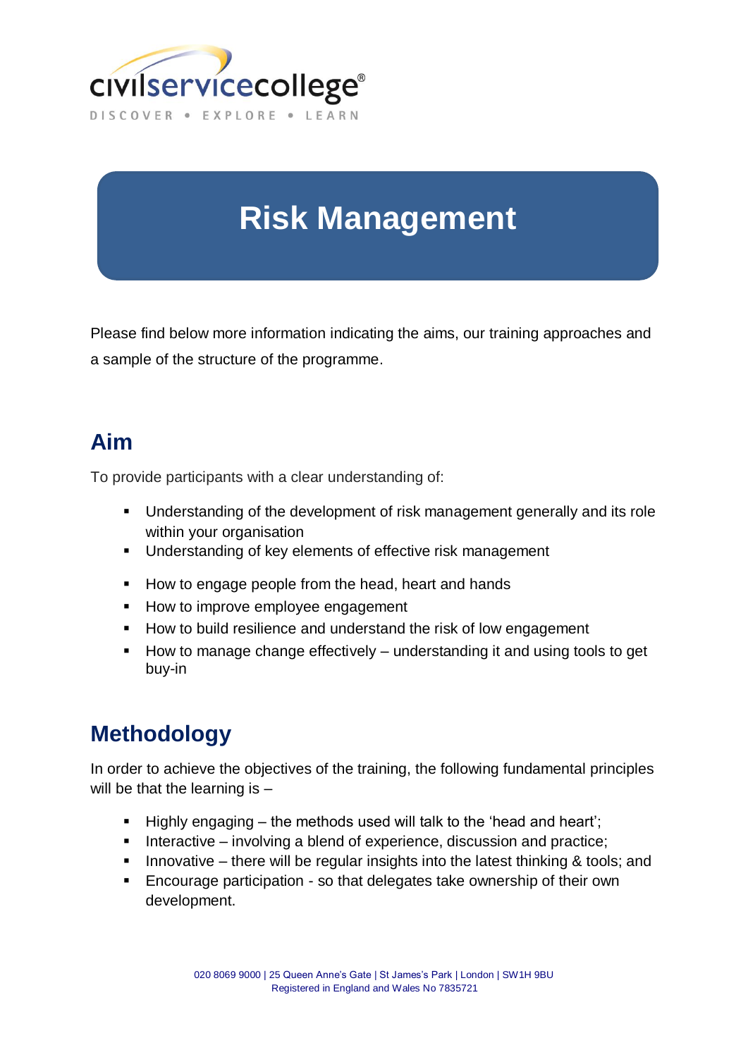civilservicecollege®

DISCOVER • EXPLORE • LEARN

# Risk Management

Please find below more information indicating the aims, our training approaches and a sample of the structure of the programme.

## Aim

To provide participants with a clear understanding of:

- Understanding of the development of risk management generally and its role within your organisation
- Understanding of key elements of effective risk management

- How to engage people from the head, heart and hands
- How to improve employee engagement
- How to build resilience and understand the risk of low engagement
- How to manage change effectively – understanding it and using tools to get buy-in

## Methodology

In order to achieve the objectives of the training, the following fundamental principles will be that the learning is –

- Highly engaging – the methods used will talk to the 'head and heart';
- Interactive – involving a blend of experience, discussion and practice;
- Innovative – there will be regular insights into the latest thinking & tools; and
- Encourage participation - so that delegates take ownership of their own development.

020 8069 9000 | 25 Queen Anne's Gate | St James's Park | London | SW1H 9BU
Registered in England and Wales No 7835721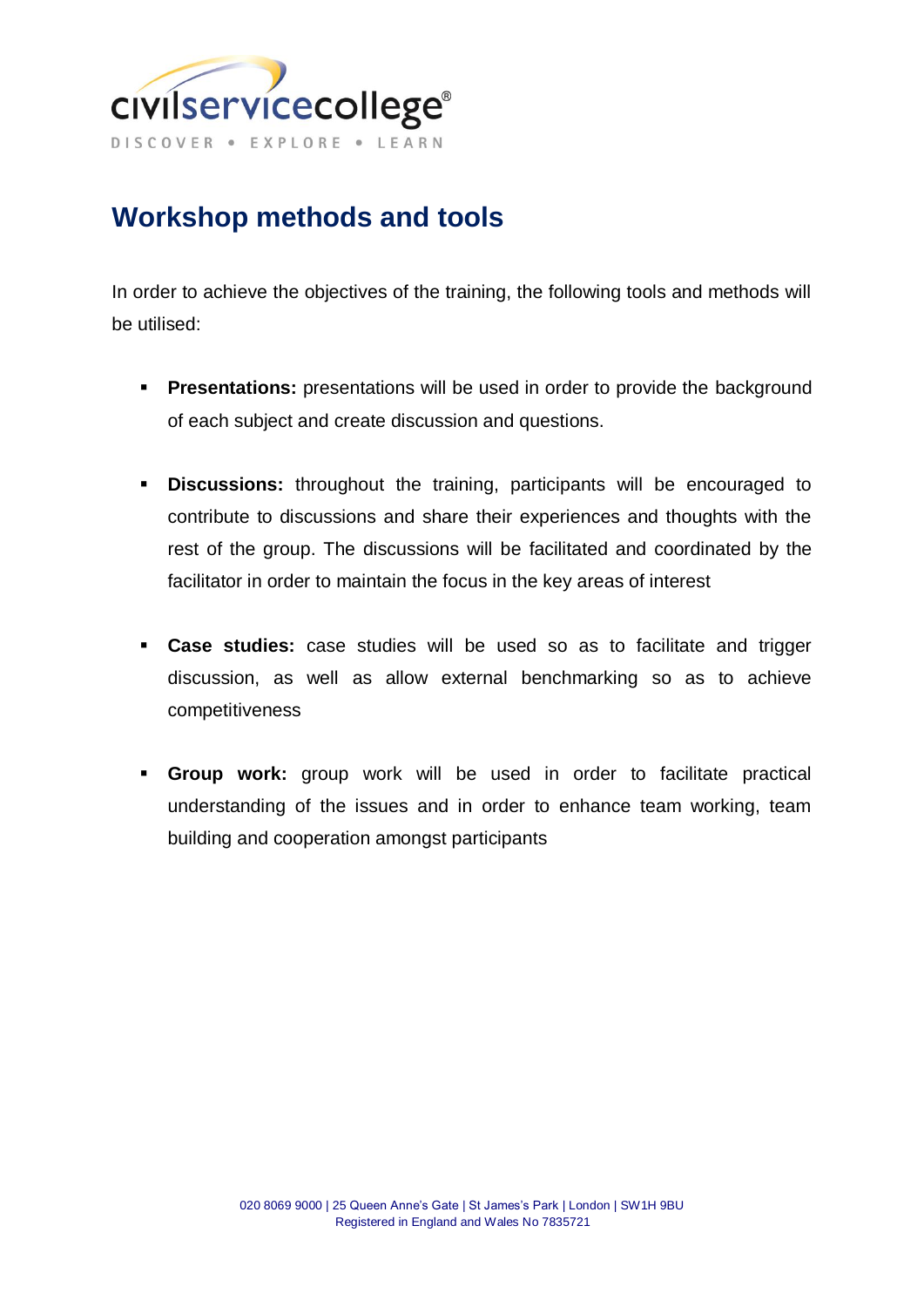# Workshop methods and tools

In order to achieve the objectives of the training, the following tools and methods will be utilised:

- **Presentations:** presentations will be used in order to provide the background of each subject and create discussion and questions.

- **Discussions:** throughout the training, participants will be encouraged to contribute to discussions and share their experiences and thoughts with the rest of the group. The discussions will be facilitated and coordinated by the facilitator in order to maintain the focus in the key areas of interest

- **Case studies:** case studies will be used so as to facilitate and trigger discussion, as well as allow external benchmarking so as to achieve competitiveness

- **Group work:** group work will be used in order to facilitate practical understanding of the issues and in order to enhance team working, team building and cooperation amongst participants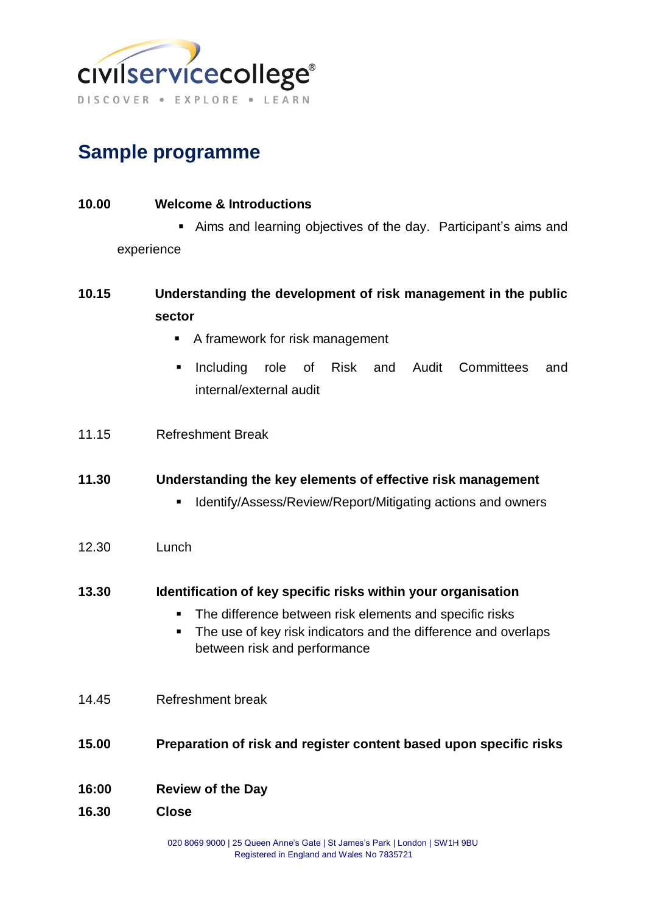civilservicecollege®

DISCOVER • EXPLORE • LEARN

## Sample programme

**10.00** **Welcome & Introductions**

- Aims and learning objectives of the day. Participant's aims and experience

**10.15** **Understanding the development of risk management in the public sector**

- A framework for risk management
- Including role of Risk and Audit Committees and internal/external audit

11.15 Refreshment Break

**11.30** **Understanding the key elements of effective risk management**

- Identify/Assess/Review/Report/Mitigating actions and owners

12.30 Lunch

**13.30** **Identification of key specific risks within your organisation**

- The difference between risk elements and specific risks
- The use of key risk indicators and the difference and overlaps between risk and performance

14.45 Refreshment break

**15.00** **Preparation of risk and register content based upon specific risks**

**16:00** **Review of the Day**

**16.30** **Close**

020 8069 9000 | 25 Queen Anne's Gate | St James's Park | London | SW1H 9BU
Registered in England and Wales No 7835721